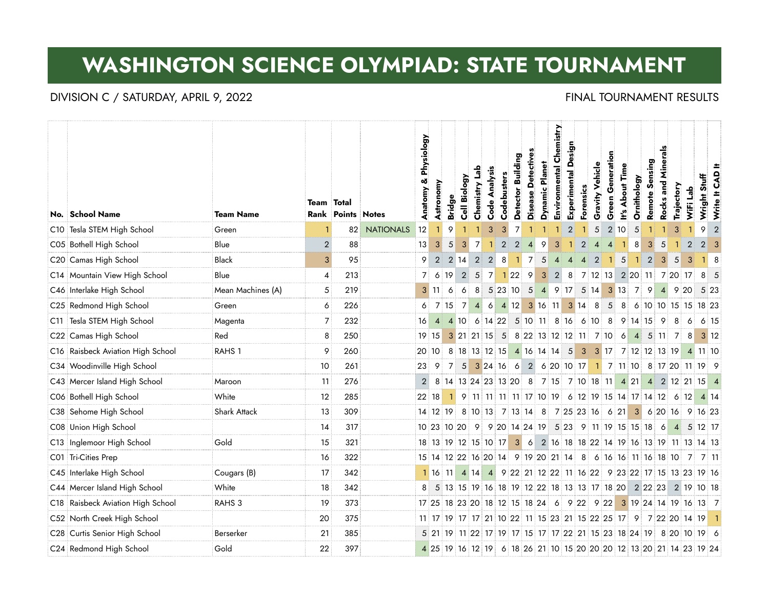# WASHINGTON SCIENCE OLYMPIAD: STATE TOURNAMENT

DIVISION C / SATURDAY, APRIL 9, 2022

FINAL TOURNAMENT RESULTS

| No. | School Name | Team Name | Team Rank | Total Points | Notes | Anatomy & Physiology | Astronomy | Bridge | Cell Biology | Chemistry Lab | Code Analysis | Codebusters | Detector Building | Disease Detectives | Dynamic Planet | Environmental Chemistry | Experimental Design | Forensics | Gravity Vehicle | Green Generation | It's About Time | Ornithology | Remote Sensing | Rocks and Minerals | Trajectory | WiFi Lab | Wright Stuff | Write It CAD It |
|---|---|---|---|---|---|---|---|---|---|---|---|---|---|---|---|---|---|---|---|---|---|---|---|---|---|---|---|---|
| C10 | Tesla STEM High School | Green | 1 | 82 | NATIONALS | 12 | 1 | 9 | 1 | 1 | 3 | 3 | 7 | 1 | 1 | 1 | 2 | 1 | 5 | 2 | 10 | 5 | 1 | 1 | 3 | 1 | 9 | 2 |
| C05 | Bothell High School | Blue | 2 | 88 | | 13 | 3 | 5 | 3 | 7 | 1 | 2 | 2 | 4 | 9 | 3 | 1 | 2 | 4 | 4 | 1 | 8 | 3 | 5 | 1 | 2 | 2 | 3 |
| C20 | Camas High School | Black | 3 | 95 | | 9 | 2 | 2 | 14 | 2 | 2 | 8 | 1 | 7 | 5 | 4 | 4 | 4 | 2 | 1 | 5 | 1 | 2 | 3 | 5 | 3 | 1 | 8 |
| C14 | Mountain View High School | Blue | 4 | 213 | | 7 | 6 | 19 | 2 | 5 | 7 | 1 | 22 | 9 | 3 | 2 | 8 | 7 | 12 | 13 | 2 | 20 | 11 | 7 | 20 | 17 | 8 | 5 |
| C46 | Interlake High School | Mean Machines (A) | 5 | 219 | | 3 | 11 | 6 | 6 | 8 | 5 | 23 | 10 | 5 | 4 | 9 | 17 | 5 | 14 | 3 | 13 | 7 | 9 | 4 | 9 | 20 | 5 | 23 |
| C25 | Redmond High School | Green | 6 | 226 | | 6 | 7 | 15 | 7 | 4 | 6 | 4 | 12 | 3 | 16 | 11 | 3 | 14 | 8 | 5 | 8 | 6 | 10 | 10 | 15 | 15 | 18 | 23 |
| C11 | Tesla STEM High School | Magenta | 7 | 232 | | 16 | 4 | 4 | 10 | 6 | 14 | 22 | 5 | 10 | 11 | 8 | 16 | 6 | 10 | 8 | 9 | 14 | 15 | 9 | 8 | 6 | 6 | 15 |
| C22 | Camas High School | Red | 8 | 250 | | 19 | 15 | 3 | 21 | 21 | 15 | 5 | 8 | 22 | 13 | 12 | 12 | 11 | 7 | 10 | 6 | 4 | 5 | 11 | 7 | 8 | 3 | 12 |
| C16 | Raisbeck Aviation High School | RAHS 1 | 9 | 260 | | 20 | 10 | 8 | 18 | 13 | 12 | 15 | 4 | 16 | 14 | 14 | 5 | 3 | 3 | 17 | 7 | 12 | 12 | 13 | 19 | 4 | 11 | 10 |
| C34 | Woodinville High School | | 10 | 261 | | 23 | 9 | 7 | 5 | 3 | 24 | 16 | 6 | 2 | 6 | 20 | 10 | 17 | 1 | 7 | 11 | 10 | 8 | 17 | 20 | 11 | 19 | 9 |
| C43 | Mercer Island High School | Maroon | 11 | 276 | | 2 | 8 | 14 | 13 | 24 | 23 | 13 | 20 | 8 | 7 | 15 | 7 | 10 | 18 | 11 | 4 | 21 | 4 | 2 | 12 | 21 | 15 | 4 |
| C06 | Bothell High School | White | 12 | 285 | | 22 | 18 | 1 | 9 | 11 | 11 | 11 | 11 | 17 | 10 | 19 | 6 | 12 | 19 | 15 | 14 | 17 | 14 | 12 | 6 | 12 | 4 | 14 |
| C38 | Sehome High School | Shark Attack | 13 | 309 | | 14 | 12 | 19 | 8 | 10 | 13 | 7 | 13 | 14 | 8 | 7 | 25 | 23 | 16 | 6 | 21 | 3 | 6 | 20 | 16 | 9 | 16 | 23 |
| C08 | Union High School | | 14 | 317 | | 10 | 23 | 10 | 20 | 9 | 9 | 20 | 14 | 24 | 19 | 5 | 23 | 9 | 11 | 19 | 15 | 15 | 18 | 6 | 4 | 5 | 12 | 17 |
| C13 | Inglemoor High School | Gold | 15 | 321 | | 18 | 13 | 19 | 12 | 15 | 10 | 17 | 3 | 6 | 2 | 16 | 18 | 18 | 22 | 14 | 19 | 16 | 13 | 19 | 11 | 13 | 14 | 13 |
| C01 | Tri-Cities Prep | | 16 | 322 | | 15 | 14 | 12 | 22 | 16 | 20 | 14 | 9 | 19 | 20 | 21 | 14 | 8 | 6 | 16 | 16 | 11 | 16 | 18 | 10 | 7 | 7 | 11 |
| C45 | Interlake High School | Cougars (B) | 17 | 342 | | 1 | 16 | 11 | 4 | 14 | 4 | 9 | 22 | 21 | 12 | 22 | 11 | 16 | 22 | 9 | 23 | 22 | 17 | 15 | 13 | 23 | 19 | 16 |
| C44 | Mercer Island High School | White | 18 | 342 | | 8 | 5 | 13 | 15 | 19 | 16 | 18 | 19 | 12 | 22 | 18 | 13 | 13 | 17 | 18 | 20 | 2 | 22 | 23 | 2 | 19 | 10 | 18 |
| C18 | Raisbeck Aviation High School | RAHS 3 | 19 | 373 | | 17 | 25 | 18 | 23 | 20 | 18 | 12 | 15 | 18 | 24 | 6 | 9 | 22 | 9 | 22 | 3 | 19 | 24 | 14 | 19 | 16 | 13 | 7 |
| C52 | North Creek High School | | 20 | 375 | | 11 | 17 | 19 | 17 | 17 | 21 | 10 | 22 | 11 | 15 | 23 | 21 | 15 | 22 | 25 | 17 | 9 | 7 | 22 | 20 | 14 | 19 | 1 |
| C28 | Curtis Senior High School | Berserker | 21 | 385 | | 5 | 21 | 19 | 11 | 22 | 17 | 19 | 17 | 15 | 17 | 17 | 22 | 21 | 15 | 23 | 18 | 24 | 19 | 8 | 20 | 10 | 19 | 6 |
| C24 | Redmond High School | Gold | 22 | 397 | | 4 | 25 | 19 | 16 | 12 | 19 | 6 | 18 | 26 | 21 | 10 | 15 | 20 | 20 | 20 | 12 | 13 | 20 | 21 | 14 | 23 | 19 | 24 |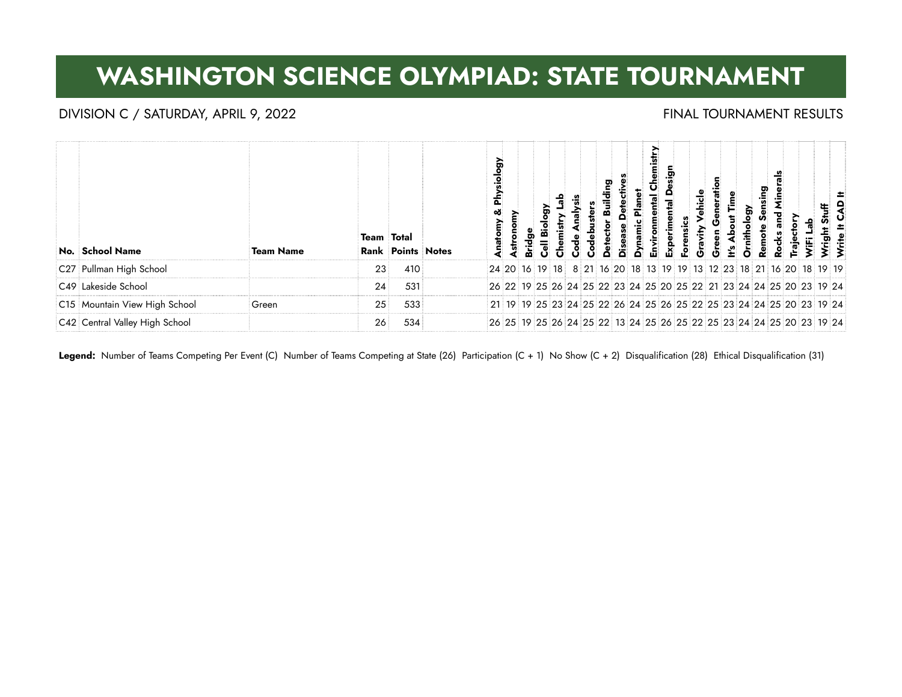# WASHINGTON SCIENCE OLYMPIAD: STATE TOURNAMENT

DIVISION C / SATURDAY, APRIL 9, 2022

FINAL TOURNAMENT RESULTS

| No. | School Name | Team Name | Team Rank | Total Points | Notes | Anatomy & Physiology | Astronomy | Bridge | Cell Biology | Chemistry Lab | Code Analysis | Codebusters | Detector Building | Disease Detectives | Dynamic Planet | Environmental Chemistry | Experimental Design | Forensics | Gravity Vehicle | Green Generation | It's About Time | Ornithology | Remote Sensing | Rocks and Minerals | Trajectory | WiFi Lab | Wright Stuff | Write It CAD It |
|---|---|---|---|---|---|---|---|---|---|---|---|---|---|---|---|---|---|---|---|---|---|---|---|---|---|---|---|---|
| C27 | Pullman High School | | 23 | 410 | | 24 | 20 | 16 | 19 | 18 | 8 | 21 | 16 | 20 | 18 | 13 | 19 | 19 | 13 | 12 | 23 | 18 | 21 | 16 | 20 | 18 | 19 | 19 |
| C49 | Lakeside School | | 24 | 531 | | 26 | 22 | 19 | 25 | 26 | 24 | 25 | 22 | 23 | 24 | 25 | 20 | 25 | 22 | 21 | 23 | 24 | 24 | 25 | 20 | 23 | 19 | 24 |
| C15 | Mountain View High School | Green | 25 | 533 | | 21 | 19 | 19 | 25 | 23 | 24 | 25 | 22 | 26 | 24 | 25 | 26 | 25 | 22 | 25 | 23 | 24 | 24 | 25 | 20 | 23 | 19 | 24 |
| C42 | Central Valley High School | | 26 | 534 | | 26 | 25 | 19 | 25 | 26 | 24 | 25 | 22 | 13 | 24 | 25 | 26 | 25 | 22 | 25 | 23 | 24 | 24 | 25 | 20 | 23 | 19 | 24 |

**Legend:** Number of Teams Competing Per Event (C) Number of Teams Competing at State (26) Participation (C + 1) No Show (C + 2) Disqualification (28) Ethical Disqualification (31)